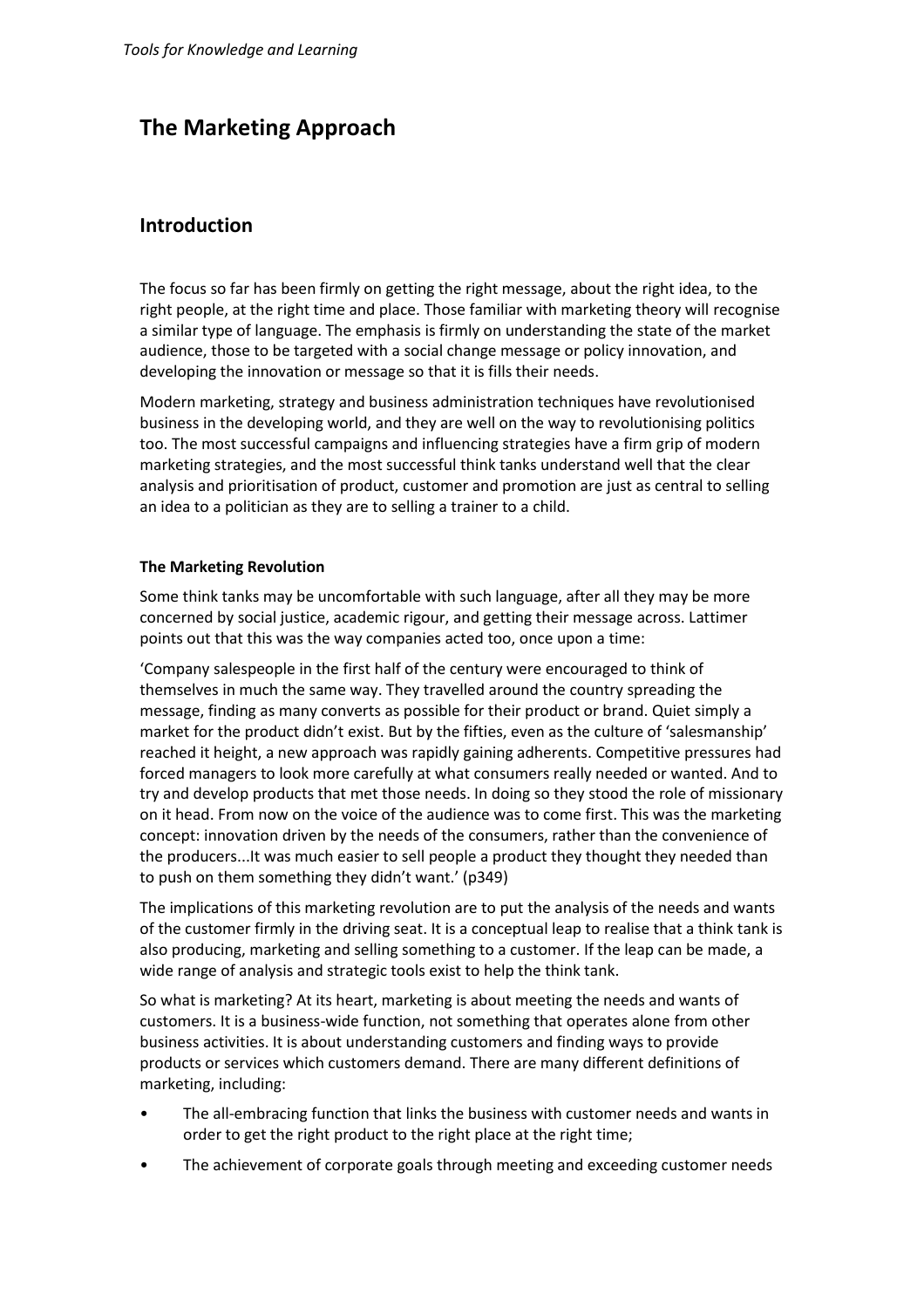# The Marketing Approach

## Introduction

The focus so far has been firmly on getting the right message, about the right idea, to the right people, at the right time and place. Those familiar with marketing theory will recognise a similar type of language. The emphasis is firmly on understanding the state of the market audience, those to be targeted with a social change message or policy innovation, and developing the innovation or message so that it is fills their needs.

Modern marketing, strategy and business administration techniques have revolutionised business in the developing world, and they are well on the way to revolutionising politics too. The most successful campaigns and influencing strategies have a firm grip of modern marketing strategies, and the most successful think tanks understand well that the clear analysis and prioritisation of product, customer and promotion are just as central to selling an idea to a politician as they are to selling a trainer to a child.

### The Marketing Revolution

Some think tanks may be uncomfortable with such language, after all they may be more concerned by social justice, academic rigour, and getting their message across. Lattimer points out that this was the way companies acted too, once upon a time:

'Company salespeople in the first half of the century were encouraged to think of themselves in much the same way. They travelled around the country spreading the message, finding as many converts as possible for their product or brand. Quiet simply a market for the product didn't exist. But by the fifties, even as the culture of 'salesmanship' reached it height, a new approach was rapidly gaining adherents. Competitive pressures had forced managers to look more carefully at what consumers really needed or wanted. And to try and develop products that met those needs. In doing so they stood the role of missionary on it head. From now on the voice of the audience was to come first. This was the marketing concept: innovation driven by the needs of the consumers, rather than the convenience of the producers...It was much easier to sell people a product they thought they needed than to push on them something they didn't want.' (p349)

The implications of this marketing revolution are to put the analysis of the needs and wants of the customer firmly in the driving seat. It is a conceptual leap to realise that a think tank is also producing, marketing and selling something to a customer. If the leap can be made, a wide range of analysis and strategic tools exist to help the think tank.

So what is marketing? At its heart, marketing is about meeting the needs and wants of customers. It is a business-wide function, not something that operates alone from other business activities. It is about understanding customers and finding ways to provide products or services which customers demand. There are many different definitions of marketing, including:

- The all-embracing function that links the business with customer needs and wants in order to get the right product to the right place at the right time;
- The achievement of corporate goals through meeting and exceeding customer needs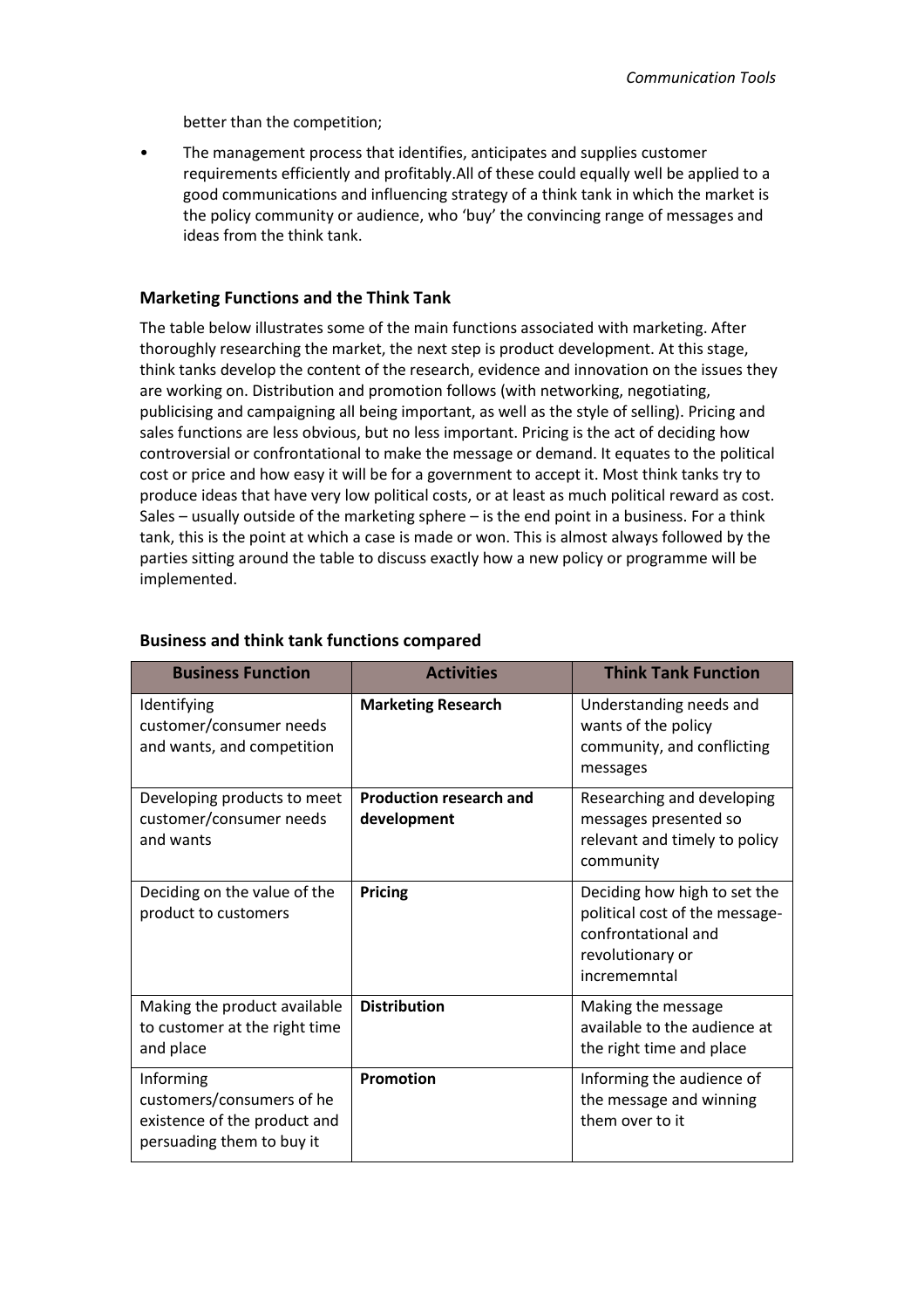better than the competition;

- The management process that identifies, anticipates and supplies customer requirements efficiently and profitably.All of these could equally well be applied to a good communications and influencing strategy of a think tank in which the market is the policy community or audience, who 'buy' the convincing range of messages and ideas from the think tank.

### Marketing Functions and the Think Tank

The table below illustrates some of the main functions associated with marketing. After thoroughly researching the market, the next step is product development. At this stage, think tanks develop the content of the research, evidence and innovation on the issues they are working on. Distribution and promotion follows (with networking, negotiating, publicising and campaigning all being important, as well as the style of selling). Pricing and sales functions are less obvious, but no less important. Pricing is the act of deciding how controversial or confrontational to make the message or demand. It equates to the political cost or price and how easy it will be for a government to accept it. Most think tanks try to produce ideas that have very low political costs, or at least as much political reward as cost. Sales – usually outside of the marketing sphere – is the end point in a business. For a think tank, this is the point at which a case is made or won. This is almost always followed by the parties sitting around the table to discuss exactly how a new policy or programme will be implemented.

### Business and think tank functions compared

| Business Function | Activities | Think Tank Function |
|---|---|---|
| Identifying customer/consumer needs and wants, and competition | **Marketing Research** | Understanding needs and wants of the policy community, and conflicting messages |
| Developing products to meet customer/consumer needs and wants | **Production research and development** | Researching and developing messages presented so relevant and timely to policy community |
| Deciding on the value of the product to customers | **Pricing** | Deciding how high to set the political cost of the message- confrontational and revolutionary or incrememntal |
| Making the product available to customer at the right time and place | **Distribution** | Making the message available to the audience at the right time and place |
| Informing customers/consumers of he existence of the product and persuading them to buy it | **Promotion** | Informing the audience of the message and winning them over to it |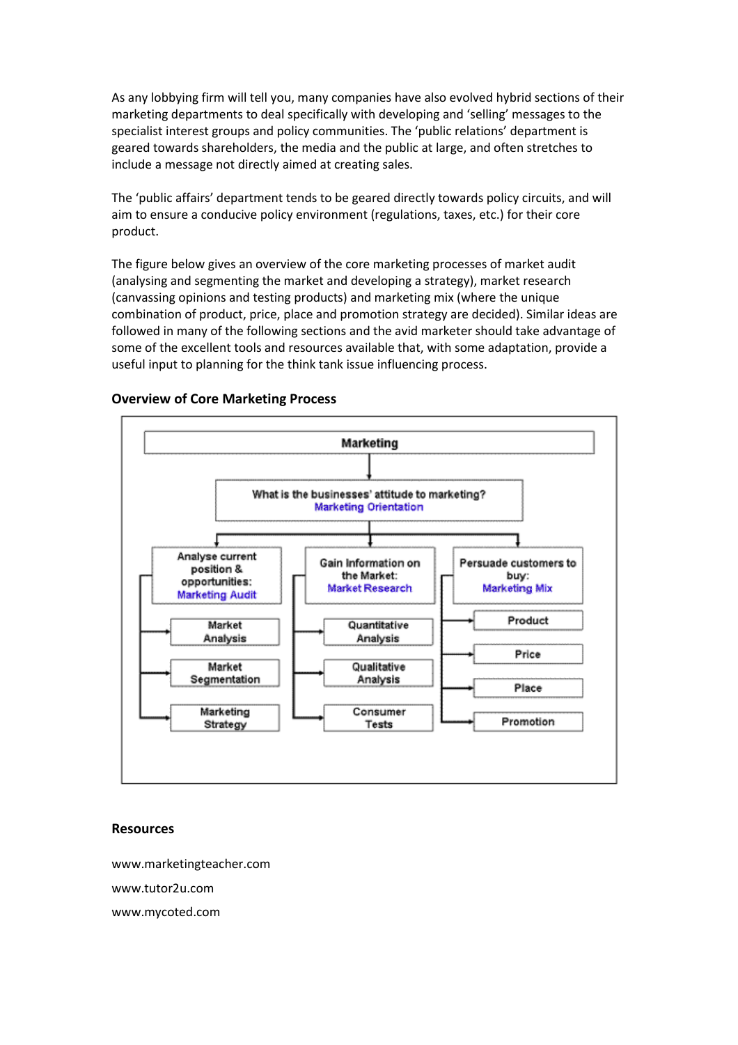As any lobbying firm will tell you, many companies have also evolved hybrid sections of their marketing departments to deal specifically with developing and 'selling' messages to the specialist interest groups and policy communities. The 'public relations' department is geared towards shareholders, the media and the public at large, and often stretches to include a message not directly aimed at creating sales.

The 'public affairs' department tends to be geared directly towards policy circuits, and will aim to ensure a conducive policy environment (regulations, taxes, etc.) for their core product.

The figure below gives an overview of the core marketing processes of market audit (analysing and segmenting the market and developing a strategy), market research (canvassing opinions and testing products) and marketing mix (where the unique combination of product, price, place and promotion strategy are decided). Similar ideas are followed in many of the following sections and the avid marketer should take advantage of some of the excellent tools and resources available that, with some adaptation, provide a useful input to planning for the think tank issue influencing process.

**Overview of Core Marketing Process**

Marketing

What is the businesses' attitude to marketing?
Marketing Orientation

Analyse current position & opportunities:
Marketing Audit

Market Analysis

Market Segmentation

Marketing Strategy

Gain Information on the Market:
Market Research

Quantitative Analysis

Qualitative Analysis

Consumer Tests

Persuade customers to buy:
Marketing Mix

Product

Price

Place

Promotion

**Resources**

www.marketingteacher.com

www.tutor2u.com

www.mycoted.com